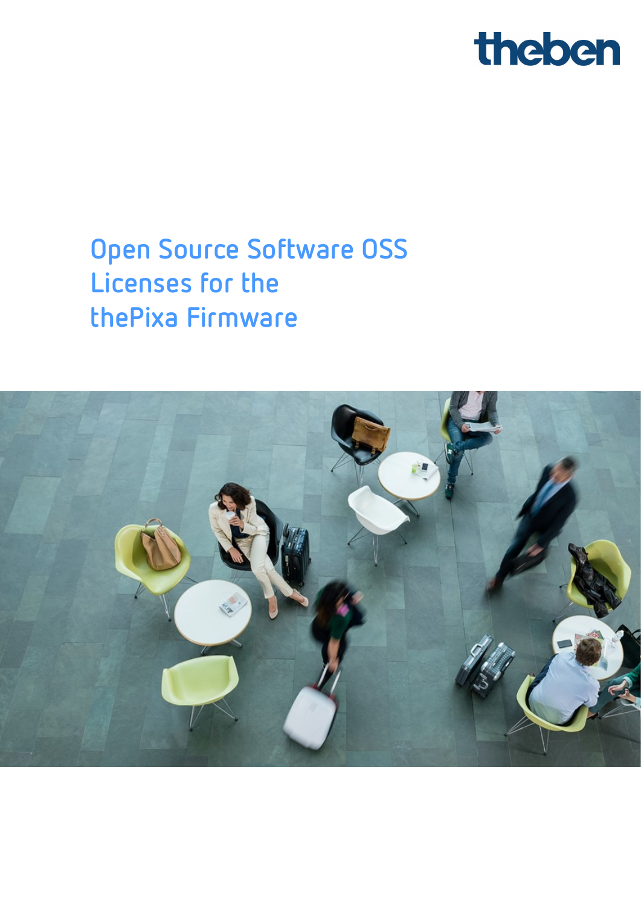theben

# Open Source Software OSS Licenses for the thePixa Firmware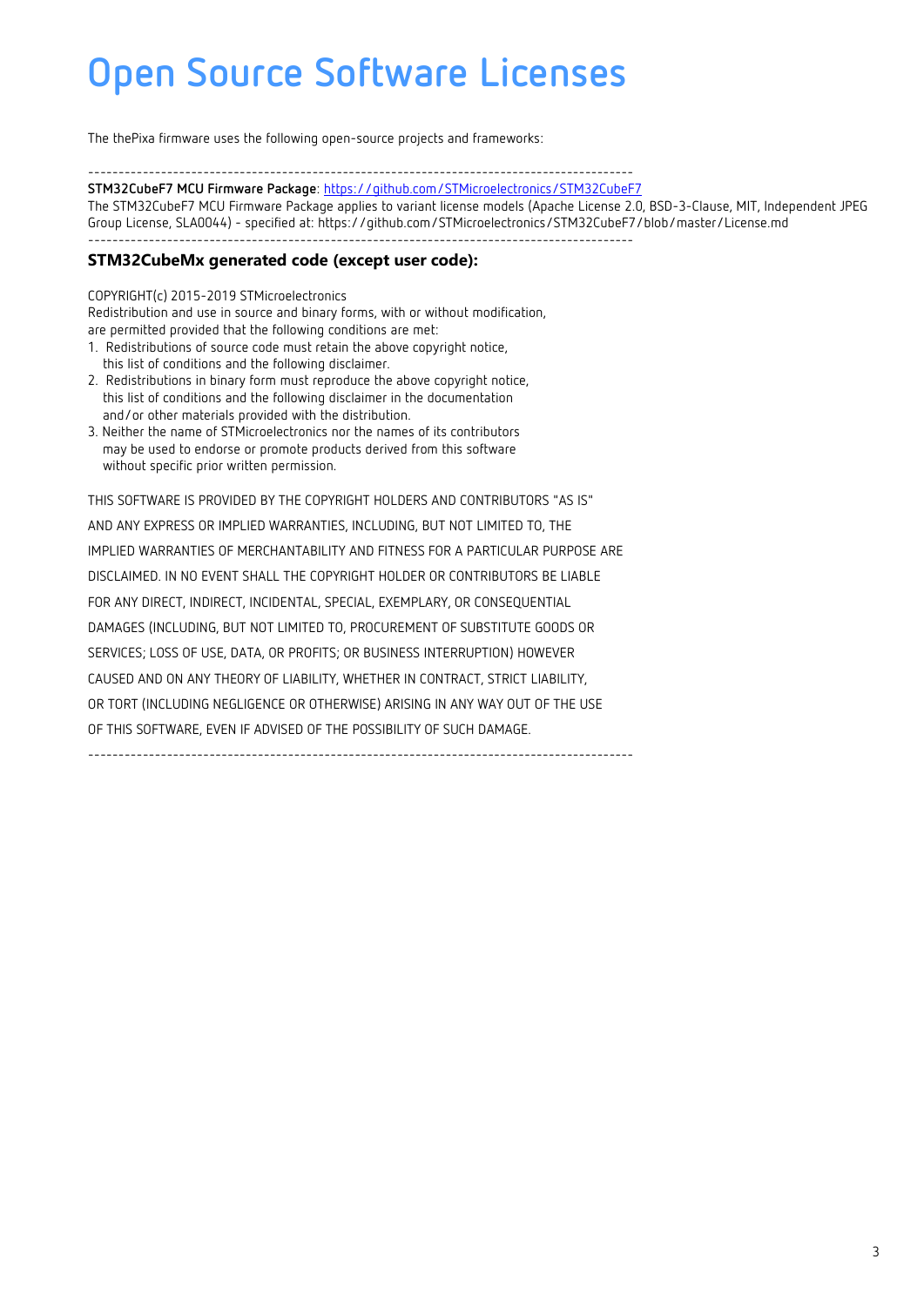# Open Source Software Licenses

The thePixa firmware uses the following open-source projects and frameworks:

------------------------------------------------------------------------------------------

**STM32CubeF7 MCU Firmware Package**: [https://github.com/STMicroelectronics/STM32CubeF7](https://github.com/STMicroelectronics/STM32CubeF7)
The STM32CubeF7 MCU Firmware Package applies to variant license models (Apache License 2.0, BSD-3-Clause, MIT, Independent JPEG Group License, SLA0044) - specified at: https://github.com/STMicroelectronics/STM32CubeF7/blob/master/License.md

------------------------------------------------------------------------------------------

## STM32CubeMx generated code (except user code):

COPYRIGHT(c) 2015-2019 STMicroelectronics
Redistribution and use in source and binary forms, with or without modification,
are permitted provided that the following conditions are met:

1. Redistributions of source code must retain the above copyright notice, this list of conditions and the following disclaimer.
2. Redistributions in binary form must reproduce the above copyright notice, this list of conditions and the following disclaimer in the documentation and/or other materials provided with the distribution.
3. Neither the name of STMicroelectronics nor the names of its contributors may be used to endorse or promote products derived from this software without specific prior written permission.

THIS SOFTWARE IS PROVIDED BY THE COPYRIGHT HOLDERS AND CONTRIBUTORS "AS IS" AND ANY EXPRESS OR IMPLIED WARRANTIES, INCLUDING, BUT NOT LIMITED TO, THE IMPLIED WARRANTIES OF MERCHANTABILITY AND FITNESS FOR A PARTICULAR PURPOSE ARE DISCLAIMED. IN NO EVENT SHALL THE COPYRIGHT HOLDER OR CONTRIBUTORS BE LIABLE FOR ANY DIRECT, INDIRECT, INCIDENTAL, SPECIAL, EXEMPLARY, OR CONSEQUENTIAL DAMAGES (INCLUDING, BUT NOT LIMITED TO, PROCUREMENT OF SUBSTITUTE GOODS OR SERVICES; LOSS OF USE, DATA, OR PROFITS; OR BUSINESS INTERRUPTION) HOWEVER CAUSED AND ON ANY THEORY OF LIABILITY, WHETHER IN CONTRACT, STRICT LIABILITY, OR TORT (INCLUDING NEGLIGENCE OR OTHERWISE) ARISING IN ANY WAY OUT OF THE USE OF THIS SOFTWARE, EVEN IF ADVISED OF THE POSSIBILITY OF SUCH DAMAGE.

------------------------------------------------------------------------------------------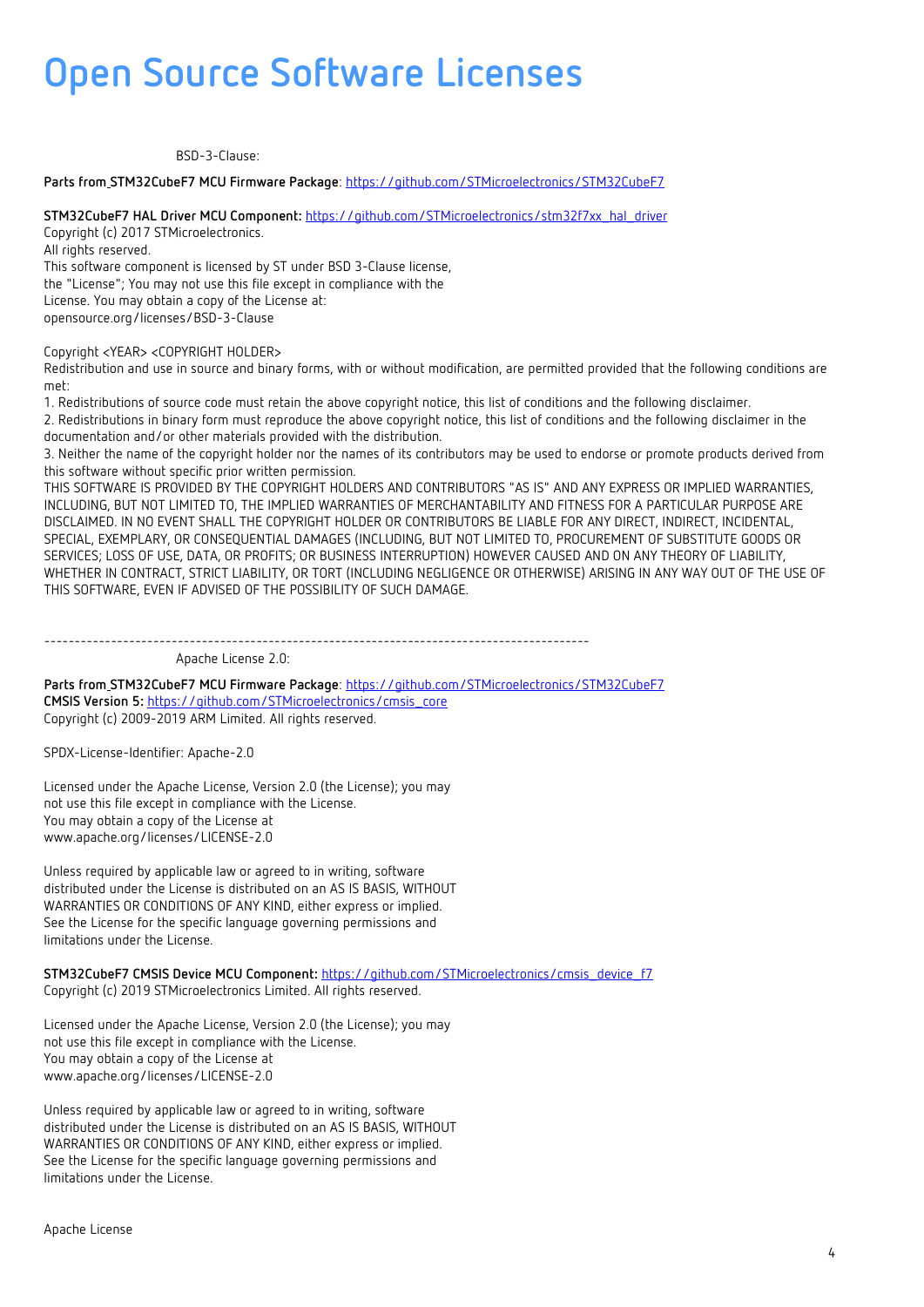# Open Source Software Licenses

BSD-3-Clause:

**Parts from STM32CubeF7 MCU Firmware Package**: https://github.com/STMicroelectronics/STM32CubeF7

**STM32CubeF7 HAL Driver MCU Component:** https://github.com/STMicroelectronics/stm32f7xx_hal_driver
Copyright (c) 2017 STMicroelectronics.
All rights reserved.
This software component is licensed by ST under BSD 3-Clause license,
the "License"; You may not use this file except in compliance with the
License. You may obtain a copy of the License at:
opensource.org/licenses/BSD-3-Clause

Copyright <YEAR> <COPYRIGHT HOLDER>
Redistribution and use in source and binary forms, with or without modification, are permitted provided that the following conditions are met:
1. Redistributions of source code must retain the above copyright notice, this list of conditions and the following disclaimer.
2. Redistributions in binary form must reproduce the above copyright notice, this list of conditions and the following disclaimer in the documentation and/or other materials provided with the distribution.
3. Neither the name of the copyright holder nor the names of its contributors may be used to endorse or promote products derived from this software without specific prior written permission.
THIS SOFTWARE IS PROVIDED BY THE COPYRIGHT HOLDERS AND CONTRIBUTORS "AS IS" AND ANY EXPRESS OR IMPLIED WARRANTIES, INCLUDING, BUT NOT LIMITED TO, THE IMPLIED WARRANTIES OF MERCHANTABILITY AND FITNESS FOR A PARTICULAR PURPOSE ARE DISCLAIMED. IN NO EVENT SHALL THE COPYRIGHT HOLDER OR CONTRIBUTORS BE LIABLE FOR ANY DIRECT, INDIRECT, INCIDENTAL, SPECIAL, EXEMPLARY, OR CONSEQUENTIAL DAMAGES (INCLUDING, BUT NOT LIMITED TO, PROCUREMENT OF SUBSTITUTE GOODS OR SERVICES; LOSS OF USE, DATA, OR PROFITS; OR BUSINESS INTERRUPTION) HOWEVER CAUSED AND ON ANY THEORY OF LIABILITY, WHETHER IN CONTRACT, STRICT LIABILITY, OR TORT (INCLUDING NEGLIGENCE OR OTHERWISE) ARISING IN ANY WAY OUT OF THE USE OF THIS SOFTWARE, EVEN IF ADVISED OF THE POSSIBILITY OF SUCH DAMAGE.

---------------------------------------------------------------------------------------------

Apache License 2.0:

**Parts from STM32CubeF7 MCU Firmware Package**: https://github.com/STMicroelectronics/STM32CubeF7
**CMSIS Version 5:** https://github.com/STMicroelectronics/cmsis_core
Copyright (c) 2009-2019 ARM Limited. All rights reserved.

SPDX-License-Identifier: Apache-2.0

Licensed under the Apache License, Version 2.0 (the License); you may
not use this file except in compliance with the License.
You may obtain a copy of the License at
www.apache.org/licenses/LICENSE-2.0

Unless required by applicable law or agreed to in writing, software
distributed under the License is distributed on an AS IS BASIS, WITHOUT
WARRANTIES OR CONDITIONS OF ANY KIND, either express or implied.
See the License for the specific language governing permissions and
limitations under the License.

**STM32CubeF7 CMSIS Device MCU Component:** https://github.com/STMicroelectronics/cmsis_device_f7
Copyright (c) 2019 STMicroelectronics Limited. All rights reserved.

Licensed under the Apache License, Version 2.0 (the License); you may
not use this file except in compliance with the License.
You may obtain a copy of the License at
www.apache.org/licenses/LICENSE-2.0

Unless required by applicable law or agreed to in writing, software
distributed under the License is distributed on an AS IS BASIS, WITHOUT
WARRANTIES OR CONDITIONS OF ANY KIND, either express or implied.
See the License for the specific language governing permissions and
limitations under the License.

Apache License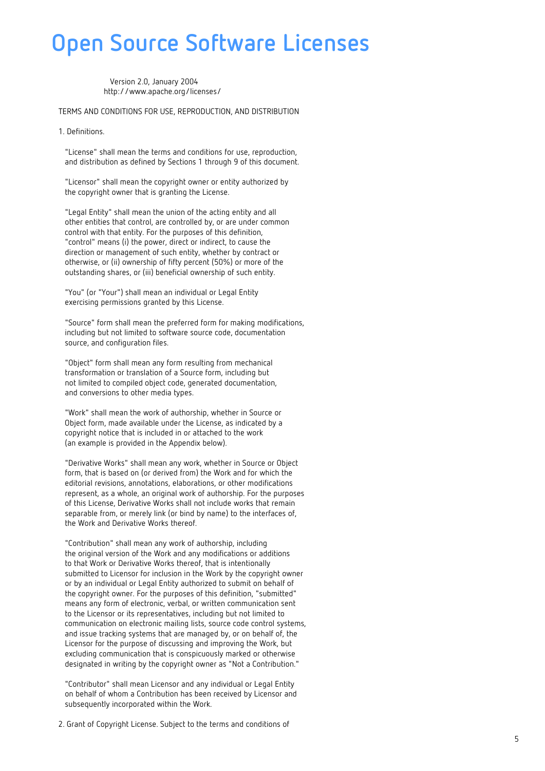# Open Source Software Licenses

Version 2.0, January 2004
http://www.apache.org/licenses/

TERMS AND CONDITIONS FOR USE, REPRODUCTION, AND DISTRIBUTION

1. Definitions.

"License" shall mean the terms and conditions for use, reproduction, and distribution as defined by Sections 1 through 9 of this document.

"Licensor" shall mean the copyright owner or entity authorized by the copyright owner that is granting the License.

"Legal Entity" shall mean the union of the acting entity and all other entities that control, are controlled by, or are under common control with that entity. For the purposes of this definition, "control" means (i) the power, direct or indirect, to cause the direction or management of such entity, whether by contract or otherwise, or (ii) ownership of fifty percent (50%) or more of the outstanding shares, or (iii) beneficial ownership of such entity.

"You" (or "Your") shall mean an individual or Legal Entity exercising permissions granted by this License.

"Source" form shall mean the preferred form for making modifications, including but not limited to software source code, documentation source, and configuration files.

"Object" form shall mean any form resulting from mechanical transformation or translation of a Source form, including but not limited to compiled object code, generated documentation, and conversions to other media types.

"Work" shall mean the work of authorship, whether in Source or Object form, made available under the License, as indicated by a copyright notice that is included in or attached to the work (an example is provided in the Appendix below).

"Derivative Works" shall mean any work, whether in Source or Object form, that is based on (or derived from) the Work and for which the editorial revisions, annotations, elaborations, or other modifications represent, as a whole, an original work of authorship. For the purposes of this License, Derivative Works shall not include works that remain separable from, or merely link (or bind by name) to the interfaces of, the Work and Derivative Works thereof.

"Contribution" shall mean any work of authorship, including the original version of the Work and any modifications or additions to that Work or Derivative Works thereof, that is intentionally submitted to Licensor for inclusion in the Work by the copyright owner or by an individual or Legal Entity authorized to submit on behalf of the copyright owner. For the purposes of this definition, "submitted" means any form of electronic, verbal, or written communication sent to the Licensor or its representatives, including but not limited to communication on electronic mailing lists, source code control systems, and issue tracking systems that are managed by, or on behalf of, the Licensor for the purpose of discussing and improving the Work, but excluding communication that is conspicuously marked or otherwise designated in writing by the copyright owner as "Not a Contribution."

"Contributor" shall mean Licensor and any individual or Legal Entity on behalf of whom a Contribution has been received by Licensor and subsequently incorporated within the Work.

2. Grant of Copyright License. Subject to the terms and conditions of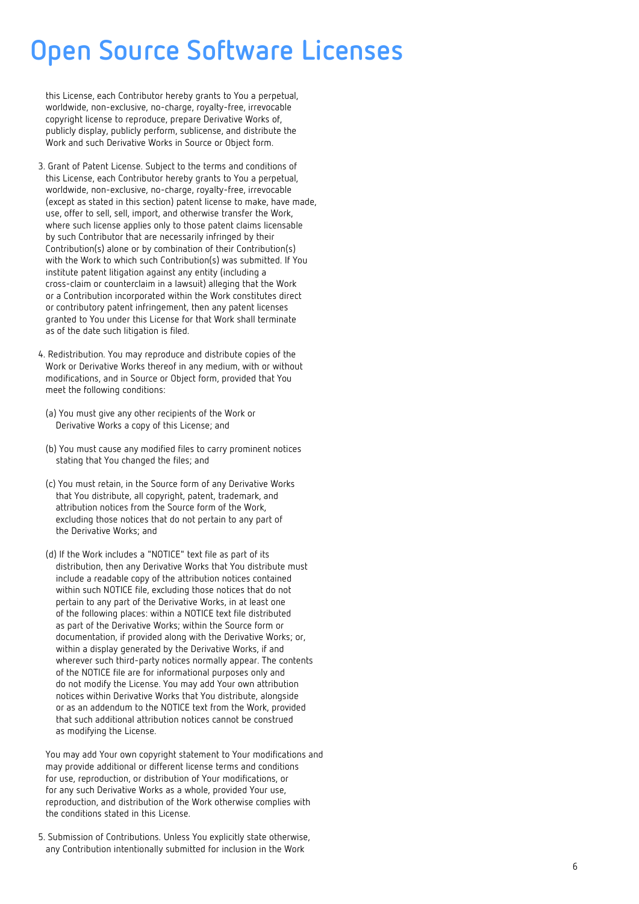# Open Source Software Licenses

this License, each Contributor hereby grants to You a perpetual, worldwide, non-exclusive, no-charge, royalty-free, irrevocable copyright license to reproduce, prepare Derivative Works of, publicly display, publicly perform, sublicense, and distribute the Work and such Derivative Works in Source or Object form.

3. Grant of Patent License. Subject to the terms and conditions of this License, each Contributor hereby grants to You a perpetual, worldwide, non-exclusive, no-charge, royalty-free, irrevocable (except as stated in this section) patent license to make, have made, use, offer to sell, sell, import, and otherwise transfer the Work, where such license applies only to those patent claims licensable by such Contributor that are necessarily infringed by their Contribution(s) alone or by combination of their Contribution(s) with the Work to which such Contribution(s) was submitted. If You institute patent litigation against any entity (including a cross-claim or counterclaim in a lawsuit) alleging that the Work or a Contribution incorporated within the Work constitutes direct or contributory patent infringement, then any patent licenses granted to You under this License for that Work shall terminate as of the date such litigation is filed.

4. Redistribution. You may reproduce and distribute copies of the Work or Derivative Works thereof in any medium, with or without modifications, and in Source or Object form, provided that You meet the following conditions:

   (a) You must give any other recipients of the Work or Derivative Works a copy of this License; and

   (b) You must cause any modified files to carry prominent notices stating that You changed the files; and

   (c) You must retain, in the Source form of any Derivative Works that You distribute, all copyright, patent, trademark, and attribution notices from the Source form of the Work, excluding those notices that do not pertain to any part of the Derivative Works; and

   (d) If the Work includes a "NOTICE" text file as part of its distribution, then any Derivative Works that You distribute must include a readable copy of the attribution notices contained within such NOTICE file, excluding those notices that do not pertain to any part of the Derivative Works, in at least one of the following places: within a NOTICE text file distributed as part of the Derivative Works; within the Source form or documentation, if provided along with the Derivative Works; or, within a display generated by the Derivative Works, if and wherever such third-party notices normally appear. The contents of the NOTICE file are for informational purposes only and do not modify the License. You may add Your own attribution notices within Derivative Works that You distribute, alongside or as an addendum to the NOTICE text from the Work, provided that such additional attribution notices cannot be construed as modifying the License.

   You may add Your own copyright statement to Your modifications and may provide additional or different license terms and conditions for use, reproduction, or distribution of Your modifications, or for any such Derivative Works as a whole, provided Your use, reproduction, and distribution of the Work otherwise complies with the conditions stated in this License.

5. Submission of Contributions. Unless You explicitly state otherwise, any Contribution intentionally submitted for inclusion in the Work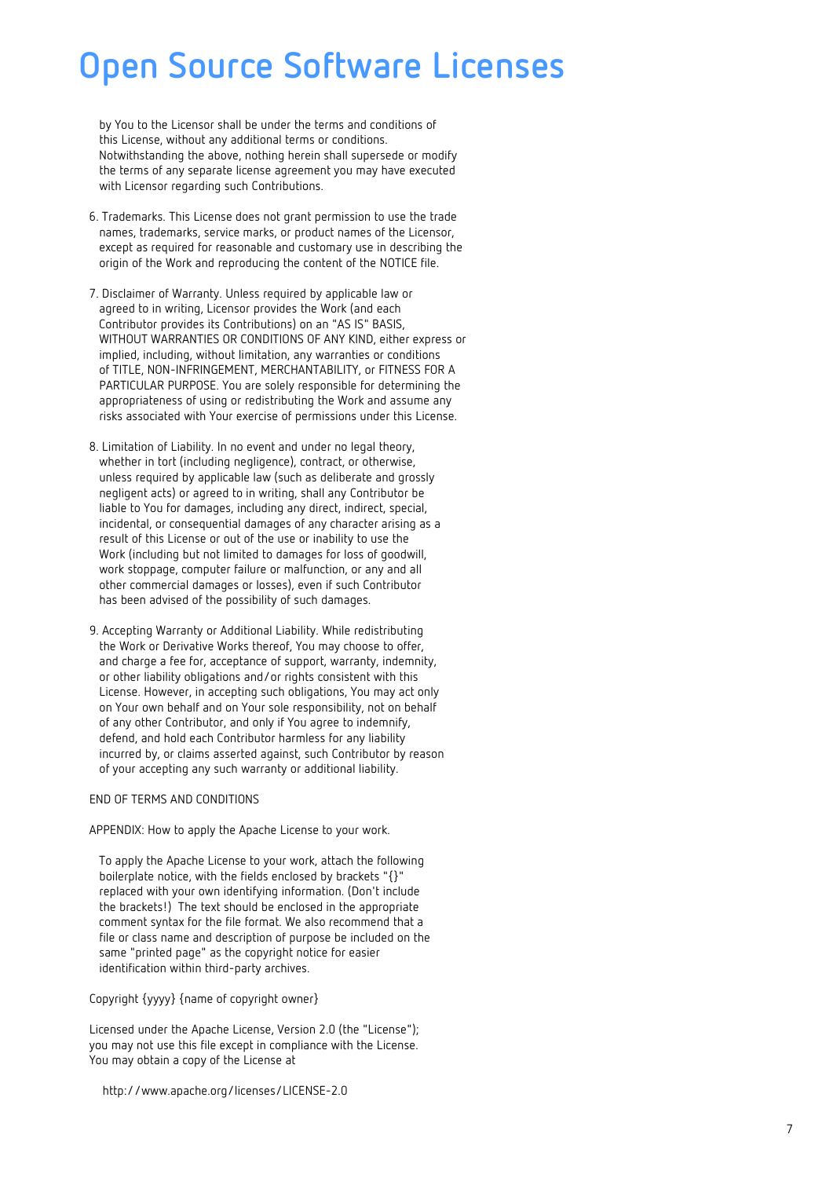# Open Source Software Licenses

by You to the Licensor shall be under the terms and conditions of this License, without any additional terms or conditions. Notwithstanding the above, nothing herein shall supersede or modify the terms of any separate license agreement you may have executed with Licensor regarding such Contributions.

6. Trademarks. This License does not grant permission to use the trade names, trademarks, service marks, or product names of the Licensor, except as required for reasonable and customary use in describing the origin of the Work and reproducing the content of the NOTICE file.

7. Disclaimer of Warranty. Unless required by applicable law or agreed to in writing, Licensor provides the Work (and each Contributor provides its Contributions) on an "AS IS" BASIS, WITHOUT WARRANTIES OR CONDITIONS OF ANY KIND, either express or implied, including, without limitation, any warranties or conditions of TITLE, NON-INFRINGEMENT, MERCHANTABILITY, or FITNESS FOR A PARTICULAR PURPOSE. You are solely responsible for determining the appropriateness of using or redistributing the Work and assume any risks associated with Your exercise of permissions under this License.

8. Limitation of Liability. In no event and under no legal theory, whether in tort (including negligence), contract, or otherwise, unless required by applicable law (such as deliberate and grossly negligent acts) or agreed to in writing, shall any Contributor be liable to You for damages, including any direct, indirect, special, incidental, or consequential damages of any character arising as a result of this License or out of the use or inability to use the Work (including but not limited to damages for loss of goodwill, work stoppage, computer failure or malfunction, or any and all other commercial damages or losses), even if such Contributor has been advised of the possibility of such damages.

9. Accepting Warranty or Additional Liability. While redistributing the Work or Derivative Works thereof, You may choose to offer, and charge a fee for, acceptance of support, warranty, indemnity, or other liability obligations and/or rights consistent with this License. However, in accepting such obligations, You may act only on Your own behalf and on Your sole responsibility, not on behalf of any other Contributor, and only if You agree to indemnify, defend, and hold each Contributor harmless for any liability incurred by, or claims asserted against, such Contributor by reason of your accepting any such warranty or additional liability.

END OF TERMS AND CONDITIONS

APPENDIX: How to apply the Apache License to your work.

To apply the Apache License to your work, attach the following boilerplate notice, with the fields enclosed by brackets "{}" replaced with your own identifying information. (Don't include the brackets!) The text should be enclosed in the appropriate comment syntax for the file format. We also recommend that a file or class name and description of purpose be included on the same "printed page" as the copyright notice for easier identification within third-party archives.

Copyright {yyyy} {name of copyright owner}

Licensed under the Apache License, Version 2.0 (the "License");
you may not use this file except in compliance with the License.
You may obtain a copy of the License at

http://www.apache.org/licenses/LICENSE-2.0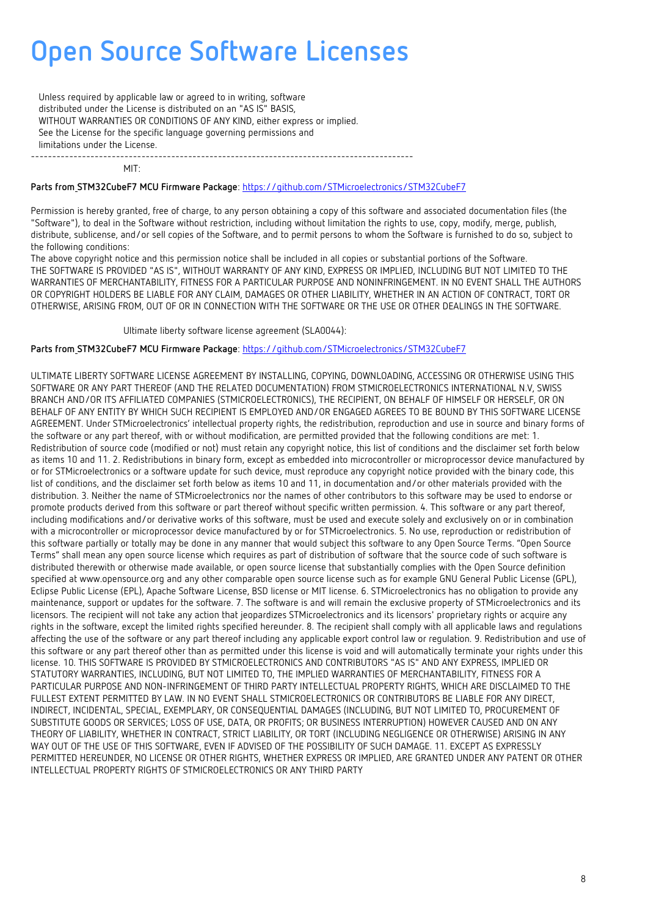# Open Source Software Licenses

Unless required by applicable law or agreed to in writing, software
distributed under the License is distributed on an "AS IS" BASIS,
WITHOUT WARRANTIES OR CONDITIONS OF ANY KIND, either express or implied.
See the License for the specific language governing permissions and
limitations under the License.

---

MIT:

**Parts from STM32CubeF7 MCU Firmware Package**: https://github.com/STMicroelectronics/STM32CubeF7

Permission is hereby granted, free of charge, to any person obtaining a copy of this software and associated documentation files (the "Software"), to deal in the Software without restriction, including without limitation the rights to use, copy, modify, merge, publish, distribute, sublicense, and/or sell copies of the Software, and to permit persons to whom the Software is furnished to do so, subject to the following conditions:
The above copyright notice and this permission notice shall be included in all copies or substantial portions of the Software.
THE SOFTWARE IS PROVIDED "AS IS", WITHOUT WARRANTY OF ANY KIND, EXPRESS OR IMPLIED, INCLUDING BUT NOT LIMITED TO THE WARRANTIES OF MERCHANTABILITY, FITNESS FOR A PARTICULAR PURPOSE AND NONINFRINGEMENT. IN NO EVENT SHALL THE AUTHORS OR COPYRIGHT HOLDERS BE LIABLE FOR ANY CLAIM, DAMAGES OR OTHER LIABILITY, WHETHER IN AN ACTION OF CONTRACT, TORT OR OTHERWISE, ARISING FROM, OUT OF OR IN CONNECTION WITH THE SOFTWARE OR THE USE OR OTHER DEALINGS IN THE SOFTWARE.

Ultimate liberty software license agreement (SLA0044):

**Parts from STM32CubeF7 MCU Firmware Package**: https://github.com/STMicroelectronics/STM32CubeF7

ULTIMATE LIBERTY SOFTWARE LICENSE AGREEMENT BY INSTALLING, COPYING, DOWNLOADING, ACCESSING OR OTHERWISE USING THIS SOFTWARE OR ANY PART THEREOF (AND THE RELATED DOCUMENTATION) FROM STMICROELECTRONICS INTERNATIONAL N.V, SWISS BRANCH AND/OR ITS AFFILIATED COMPANIES (STMICROELECTRONICS), THE RECIPIENT, ON BEHALF OF HIMSELF OR HERSELF, OR ON BEHALF OF ANY ENTITY BY WHICH SUCH RECIPIENT IS EMPLOYED AND/OR ENGAGED AGREES TO BE BOUND BY THIS SOFTWARE LICENSE AGREEMENT. Under STMicroelectronics' intellectual property rights, the redistribution, reproduction and use in source and binary forms of the software or any part thereof, with or without modification, are permitted provided that the following conditions are met: 1. Redistribution of source code (modified or not) must retain any copyright notice, this list of conditions and the disclaimer set forth below as items 10 and 11. 2. Redistributions in binary form, except as embedded into microcontroller or microprocessor device manufactured by or for STMicroelectronics or a software update for such device, must reproduce any copyright notice provided with the binary code, this list of conditions, and the disclaimer set forth below as items 10 and 11, in documentation and/or other materials provided with the distribution. 3. Neither the name of STMicroelectronics nor the names of other contributors to this software may be used to endorse or promote products derived from this software or part thereof without specific written permission. 4. This software or any part thereof, including modifications and/or derivative works of this software, must be used and execute solely and exclusively on or in combination with a microcontroller or microprocessor device manufactured by or for STMicroelectronics. 5. No use, reproduction or redistribution of this software partially or totally may be done in any manner that would subject this software to any Open Source Terms. "Open Source Terms" shall mean any open source license which requires as part of distribution of software that the source code of such software is distributed therewith or otherwise made available, or open source license that substantially complies with the Open Source definition specified at www.opensource.org and any other comparable open source license such as for example GNU General Public License (GPL), Eclipse Public License (EPL), Apache Software License, BSD license or MIT license. 6. STMicroelectronics has no obligation to provide any maintenance, support or updates for the software. 7. The software is and will remain the exclusive property of STMicroelectronics and its licensors. The recipient will not take any action that jeopardizes STMicroelectronics and its licensors' proprietary rights or acquire any rights in the software, except the limited rights specified hereunder. 8. The recipient shall comply with all applicable laws and regulations affecting the use of the software or any part thereof including any applicable export control law or regulation. 9. Redistribution and use of this software or any part thereof other than as permitted under this license is void and will automatically terminate your rights under this license. 10. THIS SOFTWARE IS PROVIDED BY STMICROELECTRONICS AND CONTRIBUTORS "AS IS" AND ANY EXPRESS, IMPLIED OR STATUTORY WARRANTIES, INCLUDING, BUT NOT LIMITED TO, THE IMPLIED WARRANTIES OF MERCHANTABILITY, FITNESS FOR A PARTICULAR PURPOSE AND NON-INFRINGEMENT OF THIRD PARTY INTELLECTUAL PROPERTY RIGHTS, WHICH ARE DISCLAIMED TO THE FULLEST EXTENT PERMITTED BY LAW. IN NO EVENT SHALL STMICROELECTRONICS OR CONTRIBUTORS BE LIABLE FOR ANY DIRECT, INDIRECT, INCIDENTAL, SPECIAL, EXEMPLARY, OR CONSEQUENTIAL DAMAGES (INCLUDING, BUT NOT LIMITED TO, PROCUREMENT OF SUBSTITUTE GOODS OR SERVICES; LOSS OF USE, DATA, OR PROFITS; OR BUSINESS INTERRUPTION) HOWEVER CAUSED AND ON ANY THEORY OF LIABILITY, WHETHER IN CONTRACT, STRICT LIABILITY, OR TORT (INCLUDING NEGLIGENCE OR OTHERWISE) ARISING IN ANY WAY OUT OF THE USE OF THIS SOFTWARE, EVEN IF ADVISED OF THE POSSIBILITY OF SUCH DAMAGE. 11. EXCEPT AS EXPRESSLY PERMITTED HEREUNDER, NO LICENSE OR OTHER RIGHTS, WHETHER EXPRESS OR IMPLIED, ARE GRANTED UNDER ANY PATENT OR OTHER INTELLECTUAL PROPERTY RIGHTS OF STMICROELECTRONICS OR ANY THIRD PARTY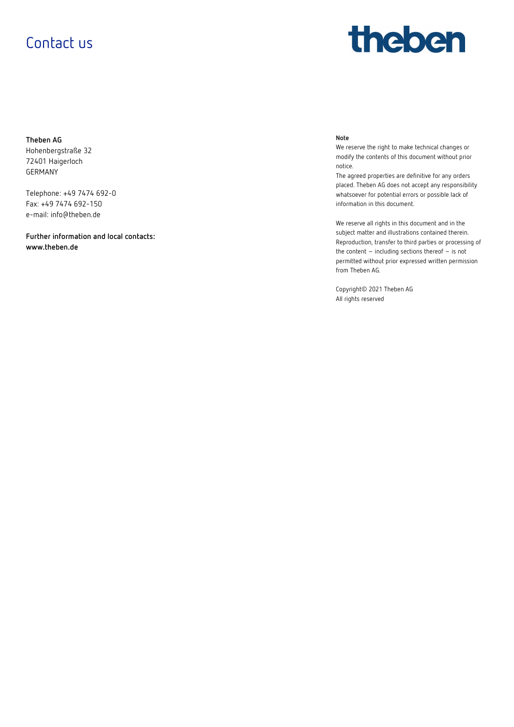# Contact us

**Theben AG**
Hohenbergstraße 32
72401 Haigerloch
GERMANY

Telephone: +49 7474 692-0
Fax: +49 7474 692-150
e-mail: info@theben.de

**Further information and local contacts:**
**www.theben.de**

**Note**

We reserve the right to make technical changes or modify the contents of this document without prior notice.
The agreed properties are definitive for any orders placed. Theben AG does not accept any responsibility whatsoever for potential errors or possible lack of information in this document.

We reserve all rights in this document and in the subject matter and illustrations contained therein. Reproduction, transfer to third parties or processing of the content – including sections thereof – is not permitted without prior expressed written permission from Theben AG.

Copyright© 2021 Theben AG
All rights reserved